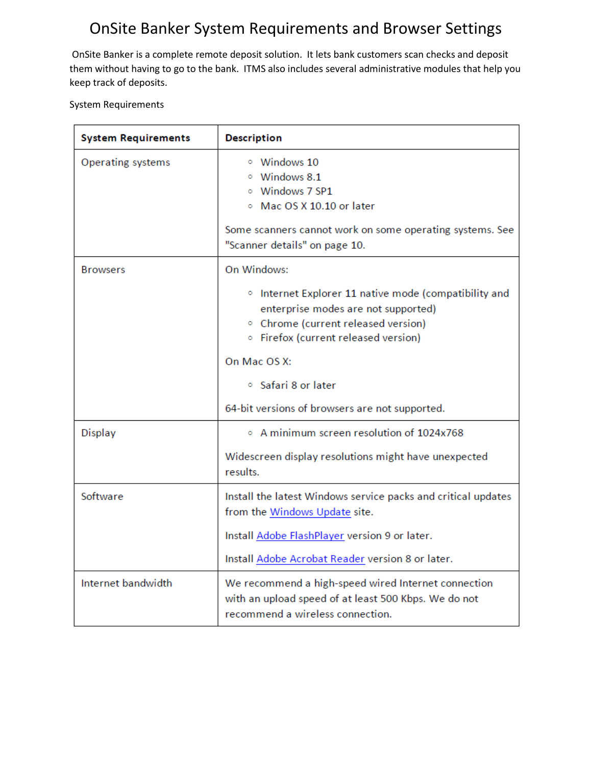# OnSite Banker System Requirements and Browser Settings

OnSite Banker is a complete remote deposit solution. It lets bank customers scan checks and deposit them without having to go to the bank. ITMS also includes several administrative modules that help you keep track of deposits.

System Requirements

| System Requirements | Description |
|---|---|
| Operating systems | ◦ Windows 10<br>◦ Windows 8.1<br>◦ Windows 7 SP1<br>◦ Mac OS X 10.10 or later<br><br>Some scanners cannot work on some operating systems. See "Scanner details" on page 10. |
| Browsers | On Windows:<br><br>◦ Internet Explorer 11 native mode (compatibility and enterprise modes are not supported)<br>◦ Chrome (current released version)<br>◦ Firefox (current released version)<br><br>On Mac OS X:<br><br>◦ Safari 8 or later<br><br>64-bit versions of browsers are not supported. |
| Display | ◦ A minimum screen resolution of 1024x768<br><br>Widescreen display resolutions might have unexpected results. |
| Software | Install the latest Windows service packs and critical updates from the Windows Update site.<br><br>Install Adobe FlashPlayer version 9 or later.<br><br>Install Adobe Acrobat Reader version 8 or later. |
| Internet bandwidth | We recommend a high-speed wired Internet connection with an upload speed of at least 500 Kbps. We do not recommend a wireless connection. |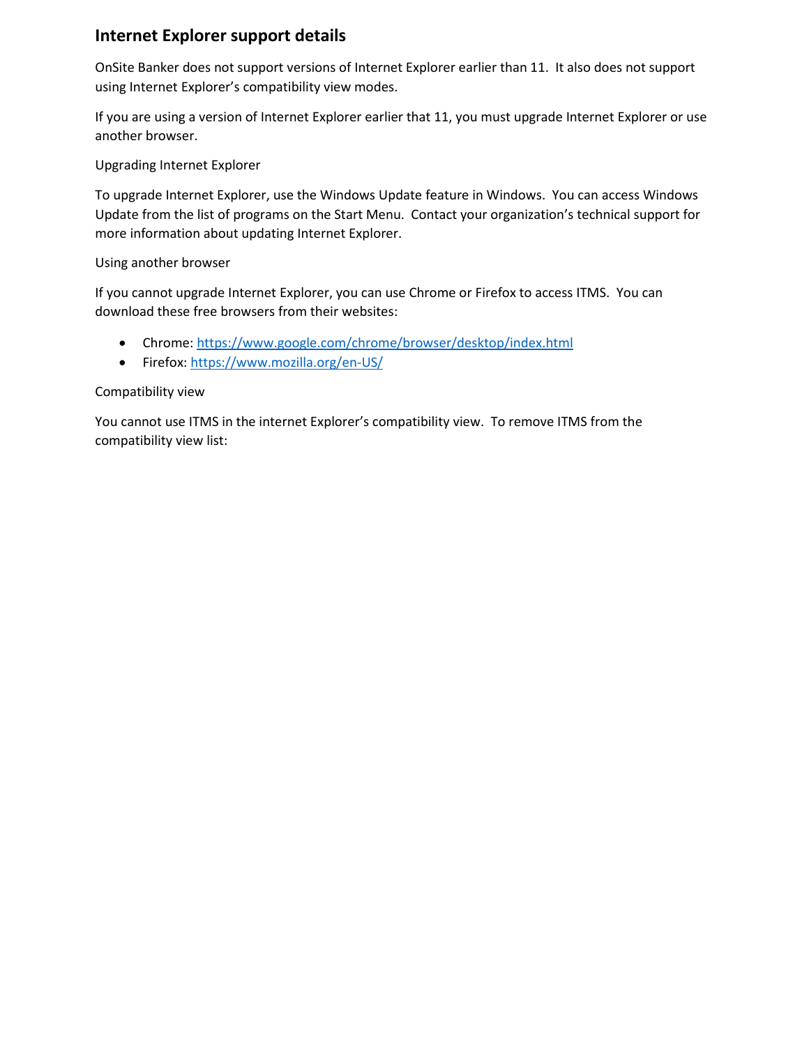## Internet Explorer support details

OnSite Banker does not support versions of Internet Explorer earlier than 11. It also does not support using Internet Explorer's compatibility view modes.

If you are using a version of Internet Explorer earlier that 11, you must upgrade Internet Explorer or use another browser.

Upgrading Internet Explorer

To upgrade Internet Explorer, use the Windows Update feature in Windows. You can access Windows Update from the list of programs on the Start Menu. Contact your organization's technical support for more information about updating Internet Explorer.

Using another browser

If you cannot upgrade Internet Explorer, you can use Chrome or Firefox to access ITMS. You can download these free browsers from their websites:

- Chrome: https://www.google.com/chrome/browser/desktop/index.html
- Firefox: https://www.mozilla.org/en-US/

Compatibility view

You cannot use ITMS in the internet Explorer's compatibility view. To remove ITMS from the compatibility view list: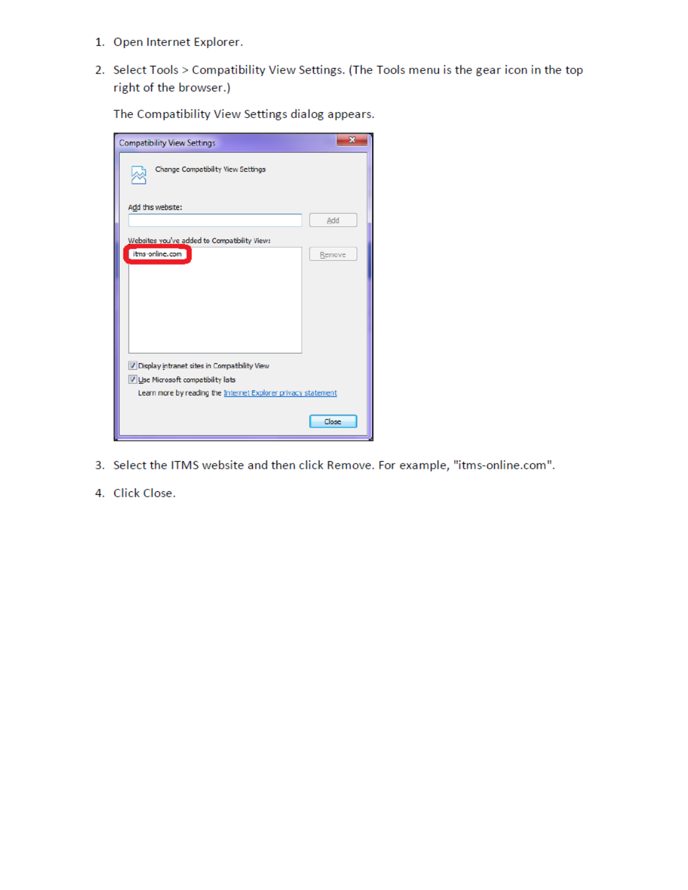1. Open Internet Explorer.
2. Select Tools > Compatibility View Settings. (The Tools menu is the gear icon in the top right of the browser.)

   The Compatibility View Settings dialog appears.

3. Select the ITMS website and then click Remove. For example, "itms-online.com".
4. Click Close.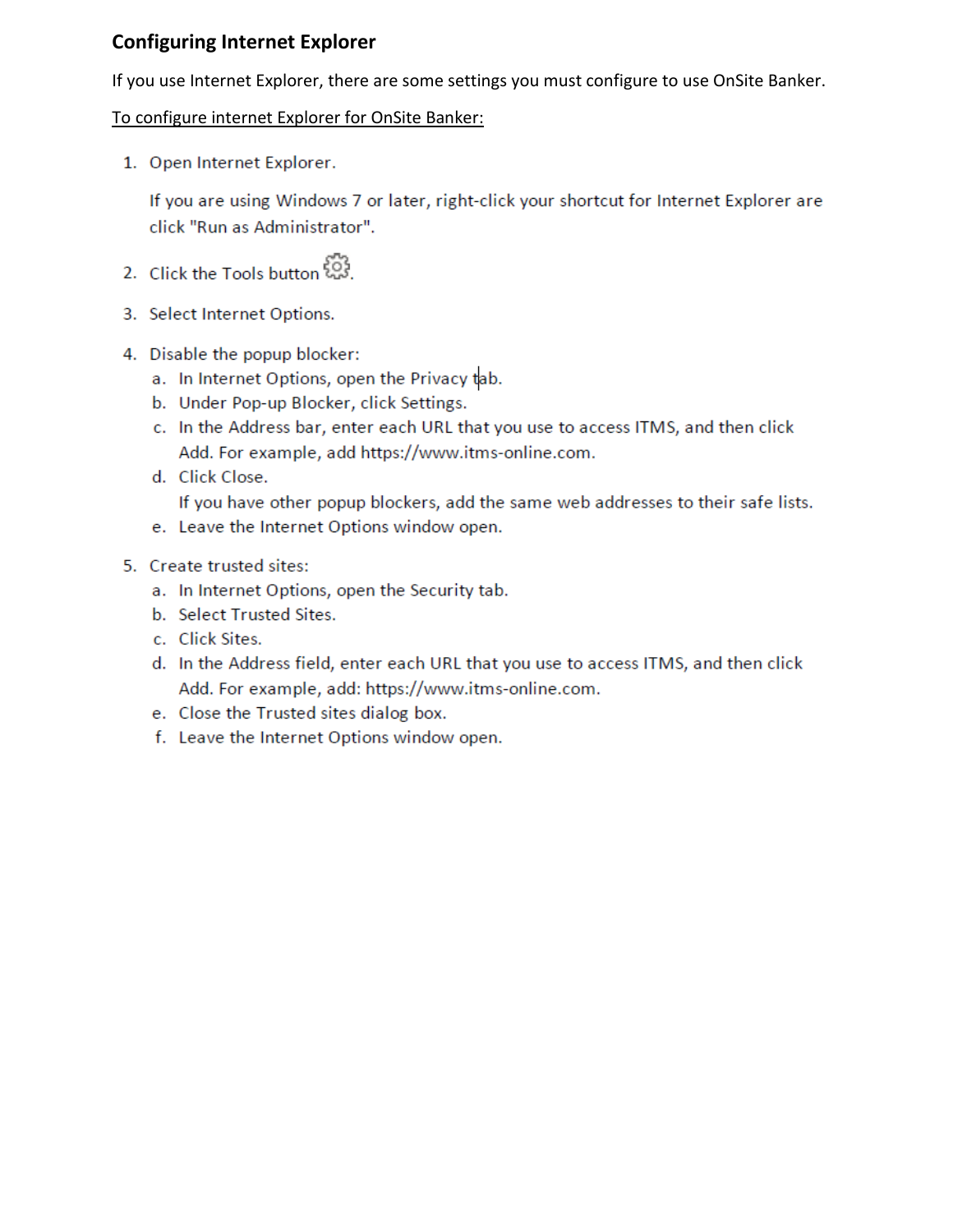## Configuring Internet Explorer

If you use Internet Explorer, there are some settings you must configure to use OnSite Banker.

To configure internet Explorer for OnSite Banker:

1. Open Internet Explorer.

   If you are using Windows 7 or later, right-click your shortcut for Internet Explorer are click "Run as Administrator".

2. Click the Tools button.

3. Select Internet Options.

4. Disable the popup blocker:
   a. In Internet Options, open the Privacy tab.
   b. Under Pop-up Blocker, click Settings.
   c. In the Address bar, enter each URL that you use to access ITMS, and then click Add. For example, add https://www.itms-online.com.
   d. Click Close.
      If you have other popup blockers, add the same web addresses to their safe lists.
   e. Leave the Internet Options window open.

5. Create trusted sites:
   a. In Internet Options, open the Security tab.
   b. Select Trusted Sites.
   c. Click Sites.
   d. In the Address field, enter each URL that you use to access ITMS, and then click Add. For example, add: https://www.itms-online.com.
   e. Close the Trusted sites dialog box.
   f. Leave the Internet Options window open.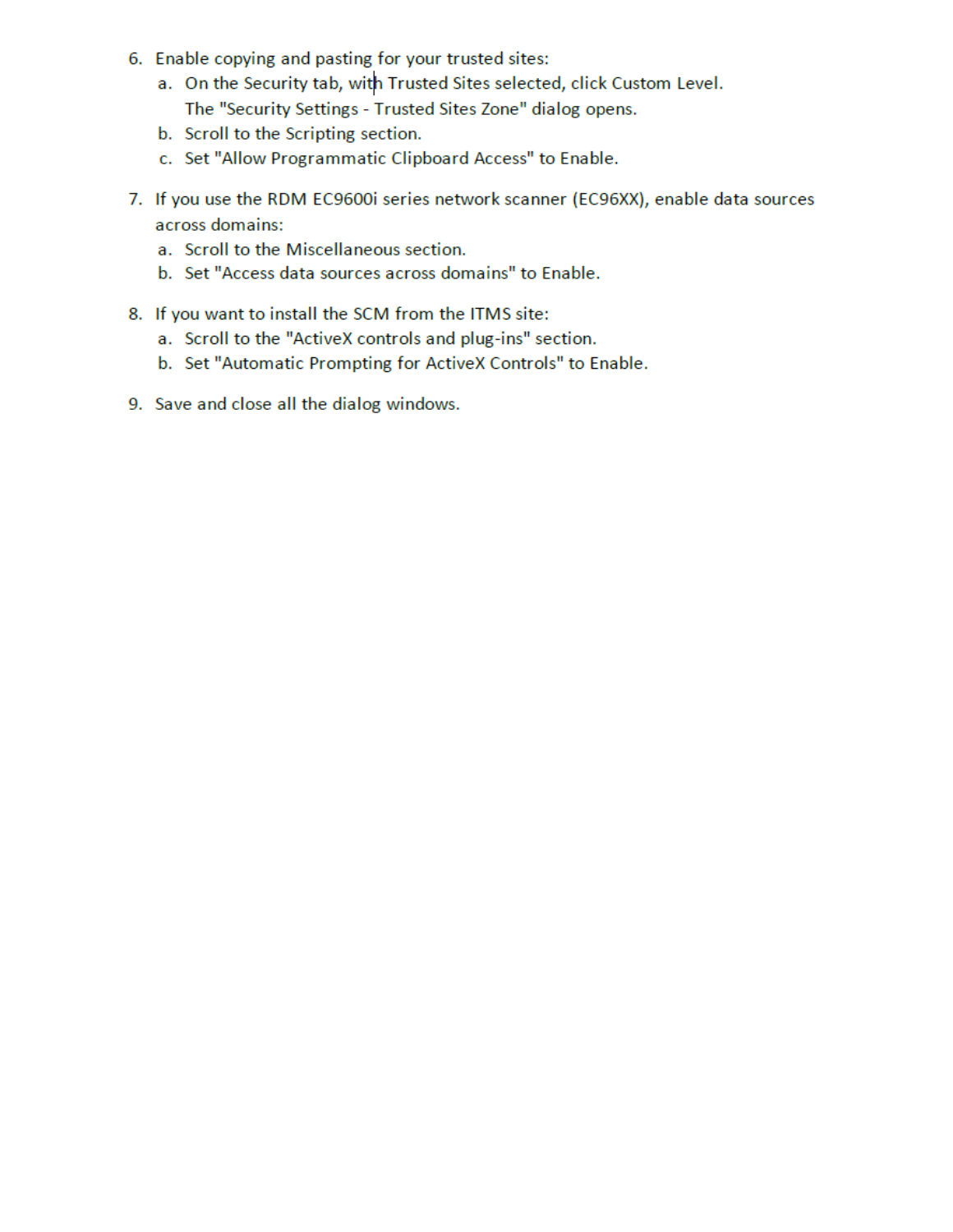6. Enable copying and pasting for your trusted sites:
    a. On the Security tab, with Trusted Sites selected, click Custom Level.
       The "Security Settings - Trusted Sites Zone" dialog opens.
    b. Scroll to the Scripting section.
    c. Set "Allow Programmatic Clipboard Access" to Enable.

7. If you use the RDM EC9600i series network scanner (EC96XX), enable data sources across domains:
    a. Scroll to the Miscellaneous section.
    b. Set "Access data sources across domains" to Enable.

8. If you want to install the SCM from the ITMS site:
    a. Scroll to the "ActiveX controls and plug-ins" section.
    b. Set "Automatic Prompting for ActiveX Controls" to Enable.

9. Save and close all the dialog windows.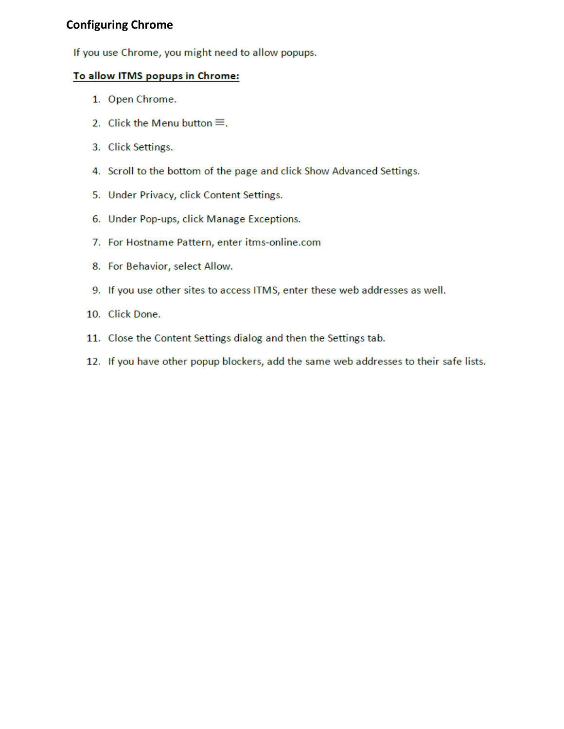## Configuring Chrome

If you use Chrome, you might need to allow popups.

**To allow ITMS popups in Chrome:**

1. Open Chrome.
2. Click the Menu button ≡.
3. Click Settings.
4. Scroll to the bottom of the page and click Show Advanced Settings.
5. Under Privacy, click Content Settings.
6. Under Pop-ups, click Manage Exceptions.
7. For Hostname Pattern, enter itms-online.com
8. For Behavior, select Allow.
9. If you use other sites to access ITMS, enter these web addresses as well.
10. Click Done.
11. Close the Content Settings dialog and then the Settings tab.
12. If you have other popup blockers, add the same web addresses to their safe lists.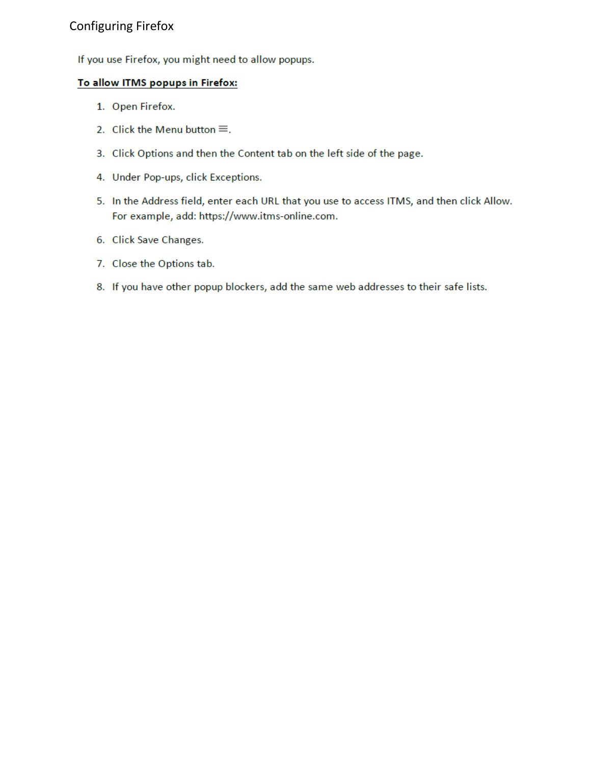# Configuring Firefox

If you use Firefox, you might need to allow popups.

**To allow ITMS popups in Firefox:**

1. Open Firefox.
2. Click the Menu button ≡.
3. Click Options and then the Content tab on the left side of the page.
4. Under Pop-ups, click Exceptions.
5. In the Address field, enter each URL that you use to access ITMS, and then click Allow. For example, add: https://www.itms-online.com.
6. Click Save Changes.
7. Close the Options tab.
8. If you have other popup blockers, add the same web addresses to their safe lists.